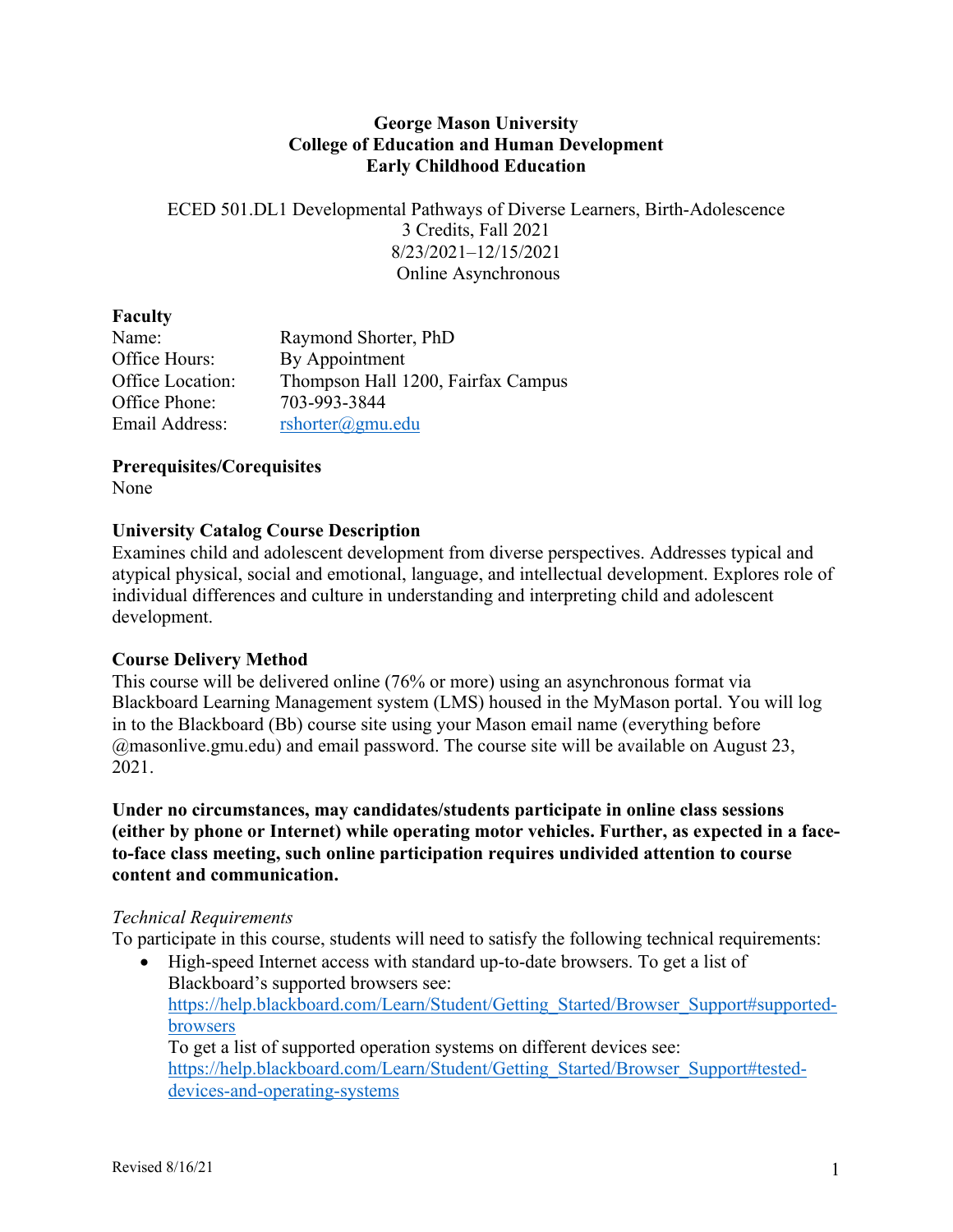**George Mason University**
**College of Education and Human Development**
**Early Childhood Education**

ECED 501.DL1 Developmental Pathways of Diverse Learners, Birth-Adolescence
3 Credits, Fall 2021
8/23/2021–12/15/2021
Online Asynchronous

## Faculty

| | |
|---|---|
| Name: | Raymond Shorter, PhD |
| Office Hours: | By Appointment |
| Office Location: | Thompson Hall 1200, Fairfax Campus |
| Office Phone: | 703-993-3844 |
| Email Address: | rshorter@gmu.edu |

## Prerequisites/Corequisites

None

## University Catalog Course Description

Examines child and adolescent development from diverse perspectives. Addresses typical and atypical physical, social and emotional, language, and intellectual development. Explores role of individual differences and culture in understanding and interpreting child and adolescent development.

## Course Delivery Method

This course will be delivered online (76% or more) using an asynchronous format via Blackboard Learning Management system (LMS) housed in the MyMason portal. You will log in to the Blackboard (Bb) course site using your Mason email name (everything before @masonlive.gmu.edu) and email password. The course site will be available on August 23, 2021.

**Under no circumstances, may candidates/students participate in online class sessions (either by phone or Internet) while operating motor vehicles. Further, as expected in a face-to-face class meeting, such online participation requires undivided attention to course content and communication.**

*Technical Requirements*

To participate in this course, students will need to satisfy the following technical requirements:

- High-speed Internet access with standard up-to-date browsers. To get a list of Blackboard's supported browsers see: https://help.blackboard.com/Learn/Student/Getting_Started/Browser_Support#supported-browsers
  To get a list of supported operation systems on different devices see: https://help.blackboard.com/Learn/Student/Getting_Started/Browser_Support#tested-devices-and-operating-systems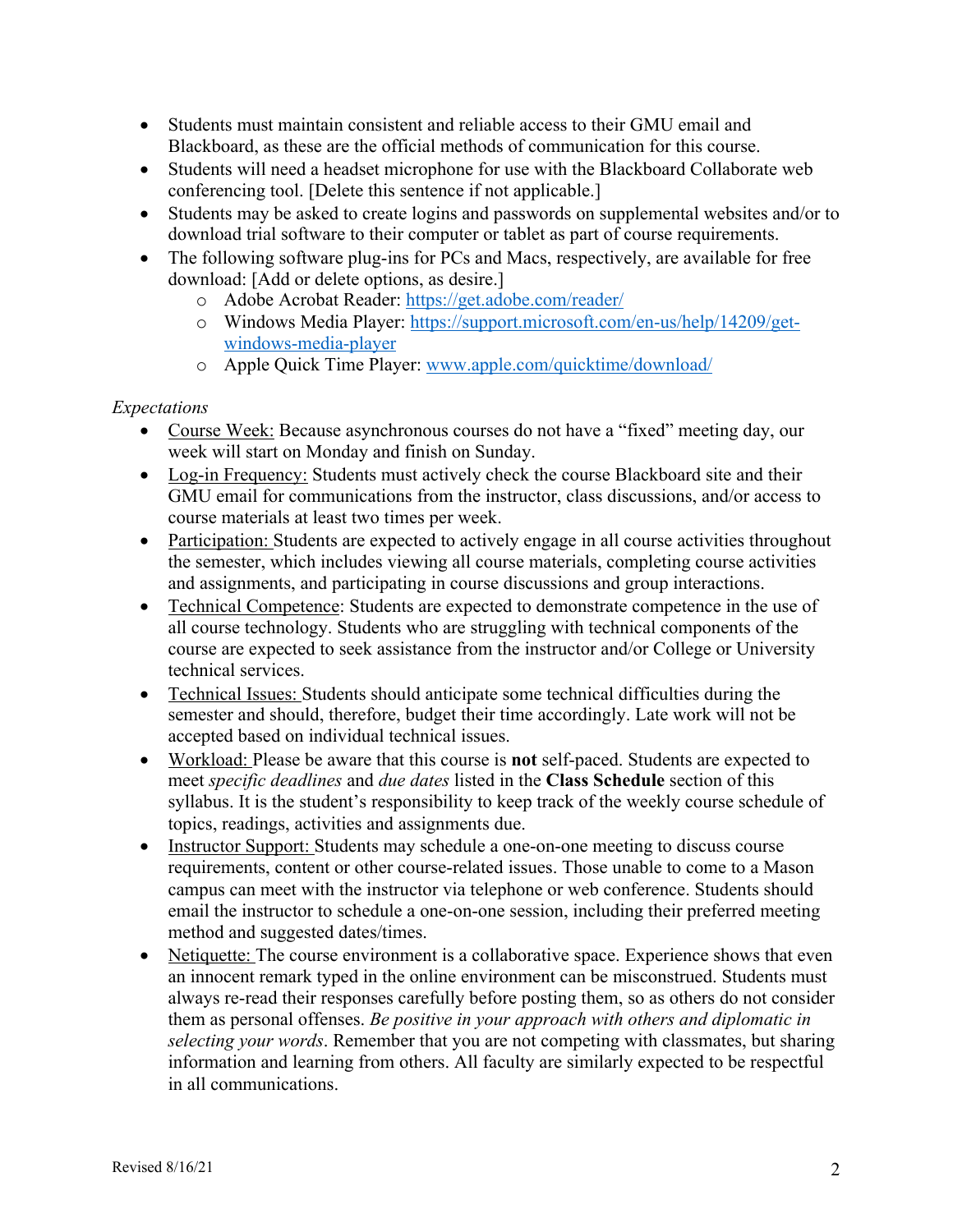- Students must maintain consistent and reliable access to their GMU email and Blackboard, as these are the official methods of communication for this course.
- Students will need a headset microphone for use with the Blackboard Collaborate web conferencing tool. [Delete this sentence if not applicable.]
- Students may be asked to create logins and passwords on supplemental websites and/or to download trial software to their computer or tablet as part of course requirements.
- The following software plug-ins for PCs and Macs, respectively, are available for free download: [Add or delete options, as desire.]
  - Adobe Acrobat Reader: https://get.adobe.com/reader/
  - Windows Media Player: https://support.microsoft.com/en-us/help/14209/get-windows-media-player
  - Apple Quick Time Player: www.apple.com/quicktime/download/

*Expectations*

- Course Week: Because asynchronous courses do not have a "fixed" meeting day, our week will start on Monday and finish on Sunday.
- Log-in Frequency: Students must actively check the course Blackboard site and their GMU email for communications from the instructor, class discussions, and/or access to course materials at least two times per week.
- Participation: Students are expected to actively engage in all course activities throughout the semester, which includes viewing all course materials, completing course activities and assignments, and participating in course discussions and group interactions.
- Technical Competence: Students are expected to demonstrate competence in the use of all course technology. Students who are struggling with technical components of the course are expected to seek assistance from the instructor and/or College or University technical services.
- Technical Issues: Students should anticipate some technical difficulties during the semester and should, therefore, budget their time accordingly. Late work will not be accepted based on individual technical issues.
- Workload: Please be aware that this course is **not** self-paced. Students are expected to meet *specific deadlines* and *due dates* listed in the **Class Schedule** section of this syllabus. It is the student's responsibility to keep track of the weekly course schedule of topics, readings, activities and assignments due.
- Instructor Support: Students may schedule a one-on-one meeting to discuss course requirements, content or other course-related issues. Those unable to come to a Mason campus can meet with the instructor via telephone or web conference. Students should email the instructor to schedule a one-on-one session, including their preferred meeting method and suggested dates/times.
- Netiquette: The course environment is a collaborative space. Experience shows that even an innocent remark typed in the online environment can be misconstrued. Students must always re-read their responses carefully before posting them, so as others do not consider them as personal offenses. *Be positive in your approach with others and diplomatic in selecting your words*. Remember that you are not competing with classmates, but sharing information and learning from others. All faculty are similarly expected to be respectful in all communications.

Revised 8/16/21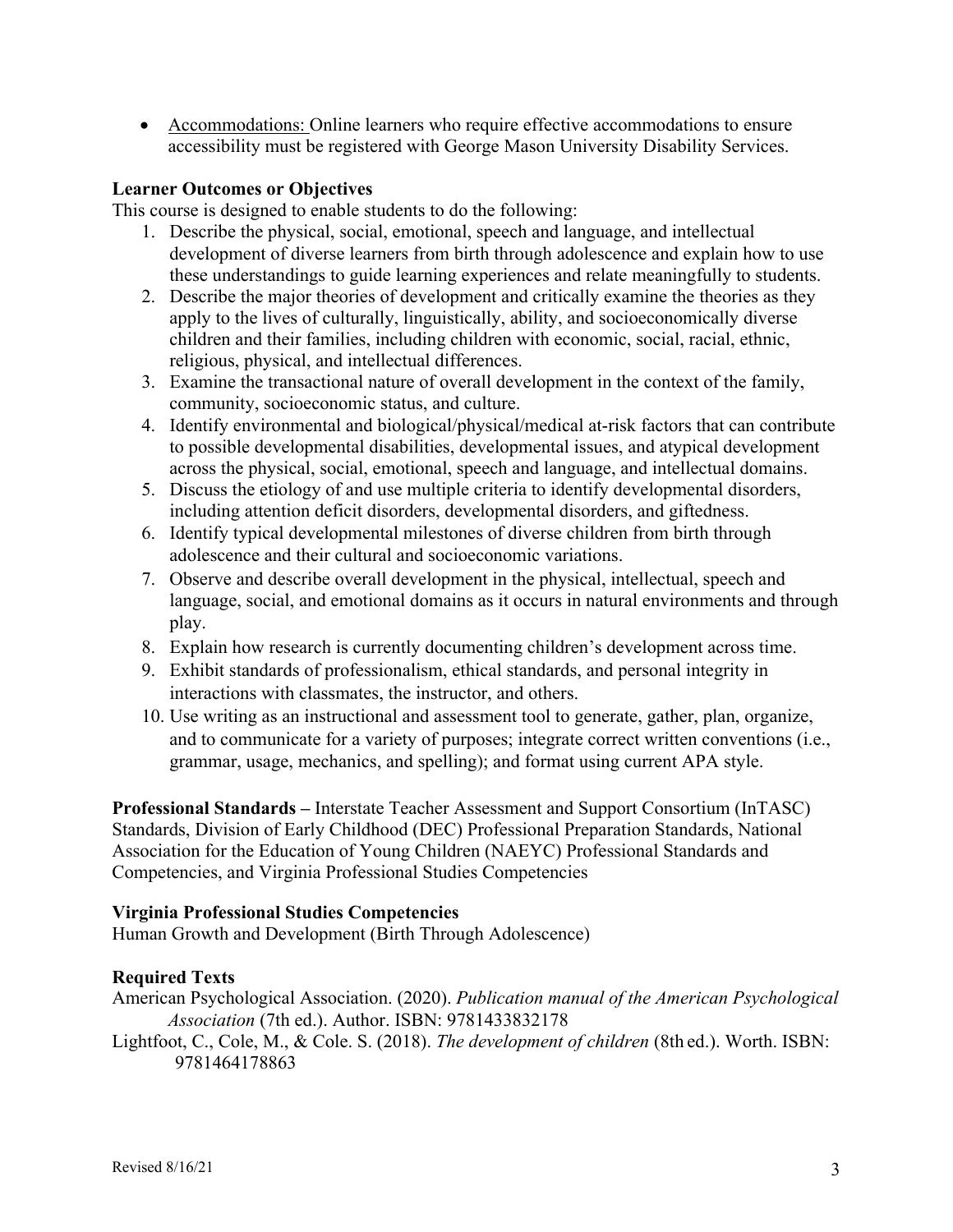- Accommodations: Online learners who require effective accommodations to ensure accessibility must be registered with George Mason University Disability Services.

**Learner Outcomes or Objectives**

This course is designed to enable students to do the following:

1. Describe the physical, social, emotional, speech and language, and intellectual development of diverse learners from birth through adolescence and explain how to use these understandings to guide learning experiences and relate meaningfully to students.
2. Describe the major theories of development and critically examine the theories as they apply to the lives of culturally, linguistically, ability, and socioeconomically diverse children and their families, including children with economic, social, racial, ethnic, religious, physical, and intellectual differences.
3. Examine the transactional nature of overall development in the context of the family, community, socioeconomic status, and culture.
4. Identify environmental and biological/physical/medical at-risk factors that can contribute to possible developmental disabilities, developmental issues, and atypical development across the physical, social, emotional, speech and language, and intellectual domains.
5. Discuss the etiology of and use multiple criteria to identify developmental disorders, including attention deficit disorders, developmental disorders, and giftedness.
6. Identify typical developmental milestones of diverse children from birth through adolescence and their cultural and socioeconomic variations.
7. Observe and describe overall development in the physical, intellectual, speech and language, social, and emotional domains as it occurs in natural environments and through play.
8. Explain how research is currently documenting children's development across time.
9. Exhibit standards of professionalism, ethical standards, and personal integrity in interactions with classmates, the instructor, and others.
10. Use writing as an instructional and assessment tool to generate, gather, plan, organize, and to communicate for a variety of purposes; integrate correct written conventions (i.e., grammar, usage, mechanics, and spelling); and format using current APA style.

**Professional Standards –** Interstate Teacher Assessment and Support Consortium (InTASC) Standards, Division of Early Childhood (DEC) Professional Preparation Standards, National Association for the Education of Young Children (NAEYC) Professional Standards and Competencies, and Virginia Professional Studies Competencies

**Virginia Professional Studies Competencies**

Human Growth and Development (Birth Through Adolescence)

**Required Texts**

American Psychological Association. (2020). *Publication manual of the American Psychological Association* (7th ed.). Author. ISBN: 9781433832178

Lightfoot, C., Cole, M., & Cole. S. (2018). *The development of children* (8th ed.). Worth. ISBN: 9781464178863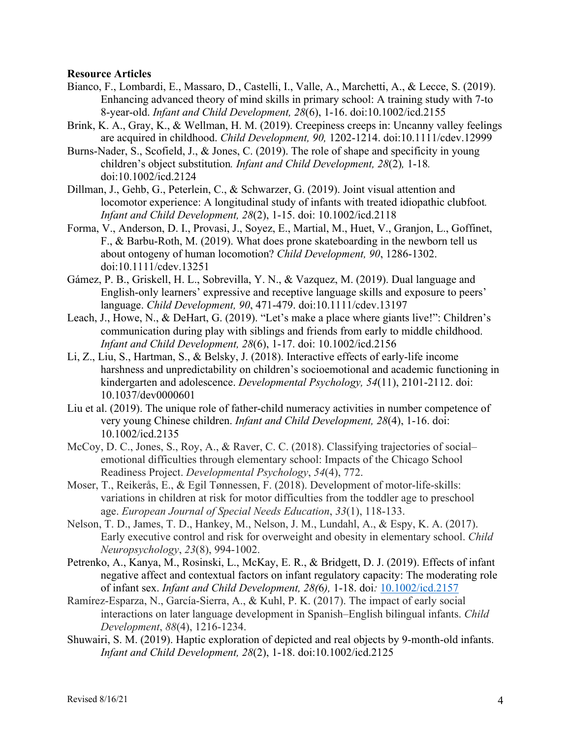**Resource Articles**

Bianco, F., Lombardi, E., Massaro, D., Castelli, I., Valle, A., Marchetti, A., & Lecce, S. (2019). Enhancing advanced theory of mind skills in primary school: A training study with 7-to 8-year-old. *Infant and Child Development, 28*(6), 1-16. doi:10.1002/icd.2155

Brink, K. A., Gray, K., & Wellman, H. M. (2019). Creepiness creeps in: Uncanny valley feelings are acquired in childhood. *Child Development, 90,* 1202-1214. doi:10.1111/cdev.12999

Burns-Nader, S., Scofield, J., & Jones, C. (2019). The role of shape and specificity in young children's object substitution*. Infant and Child Development, 28*(2)*,* 1-18*.* doi:10.1002/icd.2124

Dillman, J., Gehb, G., Peterlein, C., & Schwarzer, G. (2019). Joint visual attention and locomotor experience: A longitudinal study of infants with treated idiopathic clubfoot*. Infant and Child Development, 28*(2), 1-15. doi: 10.1002/icd.2118

Forma, V., Anderson, D. I., Provasi, J., Soyez, E., Martial, M., Huet, V., Granjon, L., Goffinet, F., & Barbu-Roth, M. (2019). What does prone skateboarding in the newborn tell us about ontogeny of human locomotion? *Child Development, 90*, 1286-1302. doi:10.1111/cdev.13251

Gámez, P. B., Griskell, H. L., Sobrevilla, Y. N., & Vazquez, M. (2019). Dual language and English-only learners' expressive and receptive language skills and exposure to peers' language. *Child Development, 90*, 471-479. doi:10.1111/cdev.13197

Leach, J., Howe, N., & DeHart, G. (2019). "Let's make a place where giants live!": Children's communication during play with siblings and friends from early to middle childhood. *Infant and Child Development, 28*(6), 1-17. doi: 10.1002/icd.2156

Li, Z., Liu, S., Hartman, S., & Belsky, J. (2018). Interactive effects of early-life income harshness and unpredictability on children's socioemotional and academic functioning in kindergarten and adolescence. *Developmental Psychology, 54*(11), 2101-2112. doi: 10.1037/dev0000601

Liu et al. (2019). The unique role of father-child numeracy activities in number competence of very young Chinese children. *Infant and Child Development, 28*(4), 1-16. doi: 10.1002/icd.2135

McCoy, D. C., Jones, S., Roy, A., & Raver, C. C. (2018). Classifying trajectories of social–emotional difficulties through elementary school: Impacts of the Chicago School Readiness Project. *Developmental Psychology*, *54*(4), 772.

Moser, T., Reikerås, E., & Egil Tønnessen, F. (2018). Development of motor-life-skills: variations in children at risk for motor difficulties from the toddler age to preschool age. *European Journal of Special Needs Education*, *33*(1), 118-133.

Nelson, T. D., James, T. D., Hankey, M., Nelson, J. M., Lundahl, A., & Espy, K. A. (2017). Early executive control and risk for overweight and obesity in elementary school. *Child Neuropsychology*, *23*(8), 994-1002.

Petrenko, A., Kanya, M., Rosinski, L., McKay, E. R., & Bridgett, D. J. (2019). Effects of infant negative affect and contextual factors on infant regulatory capacity: The moderating role of infant sex. *Infant and Child Development, 28(*6), 1-18. doi*:* 10.1002/icd.2157

Ramírez-Esparza, N., García-Sierra, A., & Kuhl, P. K. (2017). The impact of early social interactions on later language development in Spanish–English bilingual infants. *Child Development*, *88*(4), 1216-1234.

Shuwairi, S. M. (2019). Haptic exploration of depicted and real objects by 9-month-old infants. *Infant and Child Development, 28*(2), 1-18. doi:10.1002/icd.2125

Revised 8/16/21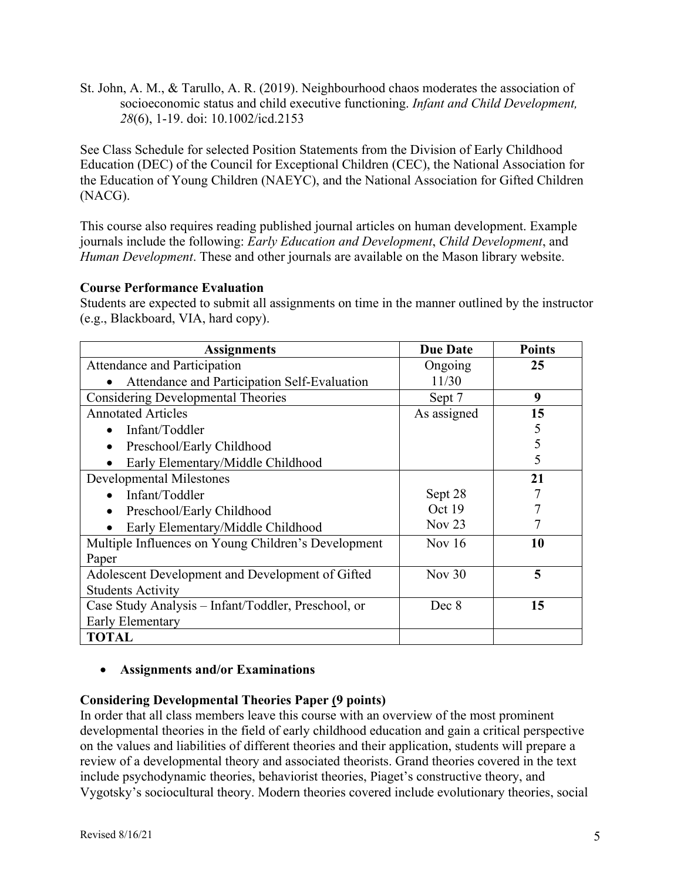St. John, A. M., & Tarullo, A. R. (2019). Neighbourhood chaos moderates the association of socioeconomic status and child executive functioning. *Infant and Child Development, 28*(6), 1-19. doi: 10.1002/icd.2153

See Class Schedule for selected Position Statements from the Division of Early Childhood Education (DEC) of the Council for Exceptional Children (CEC), the National Association for the Education of Young Children (NAEYC), and the National Association for Gifted Children (NACG).

This course also requires reading published journal articles on human development. Example journals include the following: *Early Education and Development*, *Child Development*, and *Human Development*. These and other journals are available on the Mason library website.

**Course Performance Evaluation**

Students are expected to submit all assignments on time in the manner outlined by the instructor (e.g., Blackboard, VIA, hard copy).

| Assignments | Due Date | Points |
|---|---|---|
| Attendance and Participation<br>• Attendance and Participation Self-Evaluation | Ongoing<br>11/30 | **25** |
| Considering Developmental Theories | Sept 7 | **9** |
| Annotated Articles<br>• Infant/Toddler<br>• Preschool/Early Childhood<br>• Early Elementary/Middle Childhood | As assigned | **15**<br>5<br>5<br>5 |
| Developmental Milestones<br>• Infant/Toddler<br>• Preschool/Early Childhood<br>• Early Elementary/Middle Childhood | <br>Sept 28<br>Oct 19<br>Nov 23 | **21**<br>7<br>7<br>7 |
| Multiple Influences on Young Children's Development Paper | Nov 16 | **10** |
| Adolescent Development and Development of Gifted Students Activity | Nov 30 | **5** |
| Case Study Analysis – Infant/Toddler, Preschool, or Early Elementary | Dec 8 | **15** |
| **TOTAL** | | |

- **Assignments and/or Examinations**

**Considering Developmental Theories Paper (9 points)**

In order that all class members leave this course with an overview of the most prominent developmental theories in the field of early childhood education and gain a critical perspective on the values and liabilities of different theories and their application, students will prepare a review of a developmental theory and associated theorists. Grand theories covered in the text include psychodynamic theories, behaviorist theories, Piaget's constructive theory, and Vygotsky's sociocultural theory. Modern theories covered include evolutionary theories, social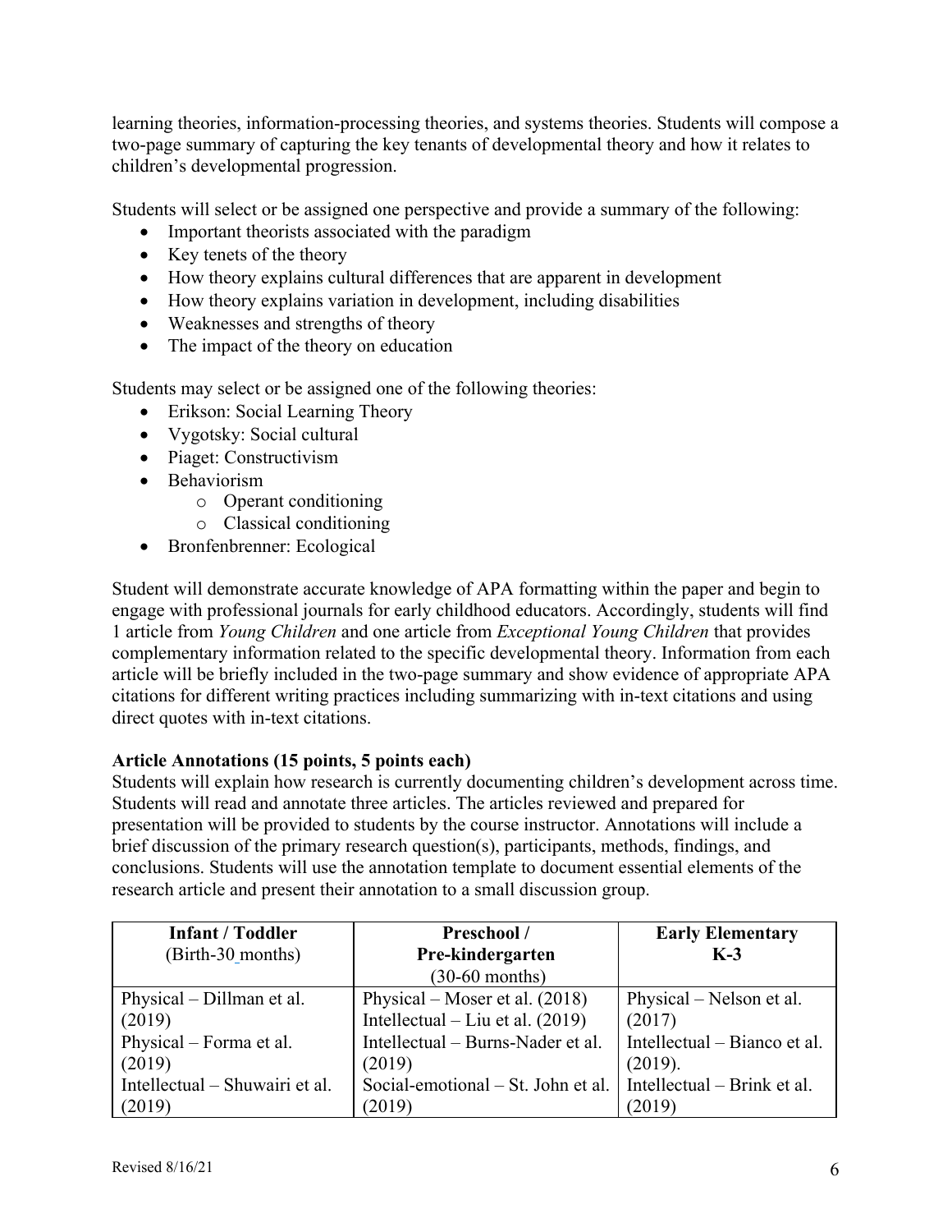learning theories, information-processing theories, and systems theories. Students will compose a two-page summary of capturing the key tenants of developmental theory and how it relates to children's developmental progression.

Students will select or be assigned one perspective and provide a summary of the following:

- Important theorists associated with the paradigm
- Key tenets of the theory
- How theory explains cultural differences that are apparent in development
- How theory explains variation in development, including disabilities
- Weaknesses and strengths of theory
- The impact of the theory on education

Students may select or be assigned one of the following theories:

- Erikson: Social Learning Theory
- Vygotsky: Social cultural
- Piaget: Constructivism
- Behaviorism
    - Operant conditioning
    - Classical conditioning
- Bronfenbrenner: Ecological

Student will demonstrate accurate knowledge of APA formatting within the paper and begin to engage with professional journals for early childhood educators. Accordingly, students will find 1 article from *Young Children* and one article from *Exceptional Young Children* that provides complementary information related to the specific developmental theory. Information from each article will be briefly included in the two-page summary and show evidence of appropriate APA citations for different writing practices including summarizing with in-text citations and using direct quotes with in-text citations.

**Article Annotations (15 points, 5 points each)**

Students will explain how research is currently documenting children's development across time. Students will read and annotate three articles. The articles reviewed and prepared for presentation will be provided to students by the course instructor. Annotations will include a brief discussion of the primary research question(s), participants, methods, findings, and conclusions. Students will use the annotation template to document essential elements of the research article and present their annotation to a small discussion group.

| **Infant / Toddler** (Birth-30 months) | **Preschool / Pre-kindergarten** (30-60 months) | **Early Elementary K-3** |
|---|---|---|
| Physical – Dillman et al. (2019)<br>Physical – Forma et al. (2019)<br>Intellectual – Shuwairi et al. (2019) | Physical – Moser et al. (2018)<br>Intellectual – Liu et al. (2019)<br>Intellectual – Burns-Nader et al. (2019)<br>Social-emotional – St. John et al. (2019) | Physical – Nelson et al. (2017)<br>Intellectual – Bianco et al. (2019).<br>Intellectual – Brink et al. (2019) |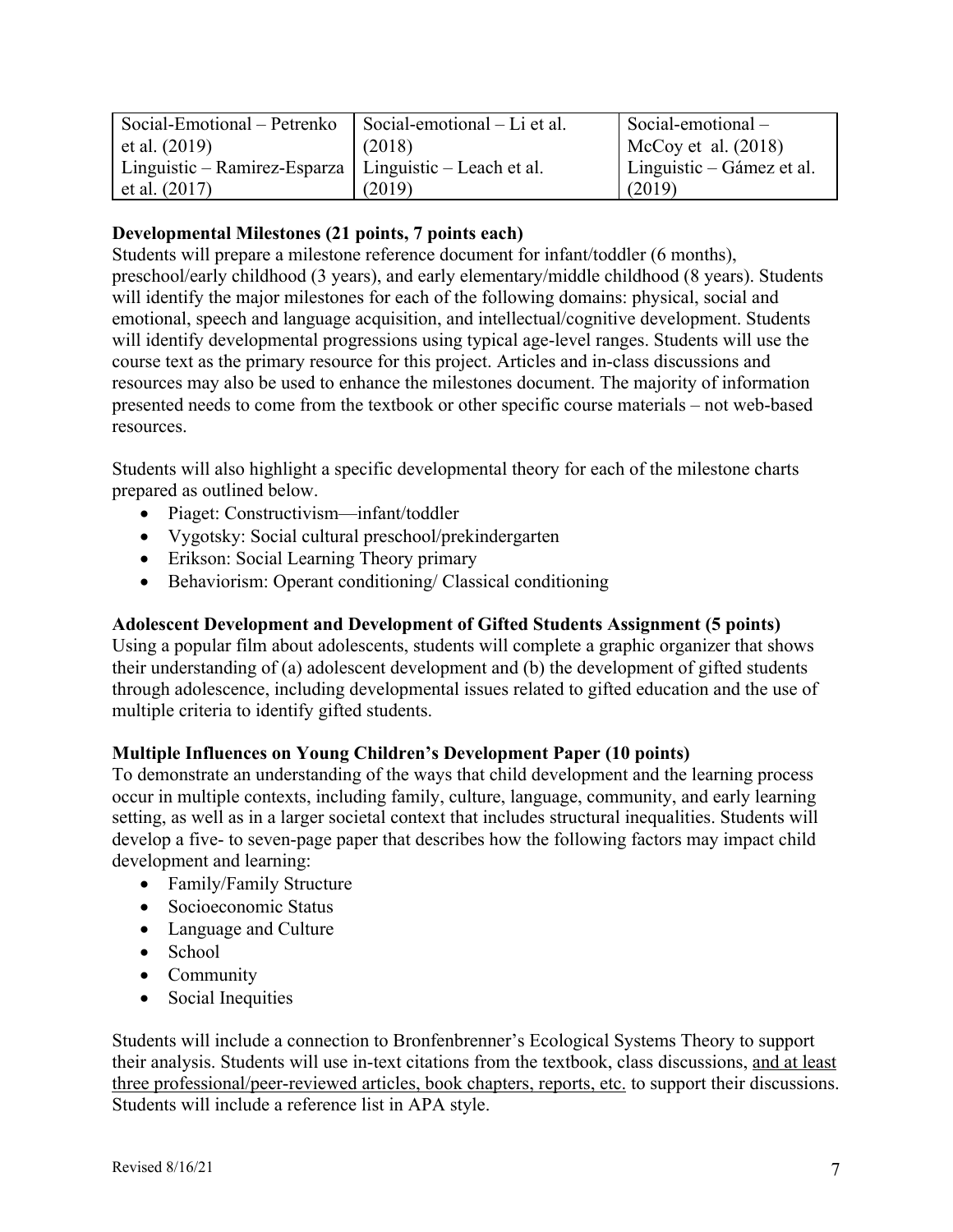| Social-Emotional – Petrenko et al. (2019) | Social-emotional – Li et al. (2018) | Social-emotional – McCoy et al. (2018) |
|---|---|---|
| Linguistic – Ramirez-Esparza et al. (2017) | Linguistic – Leach et al. (2019) | Linguistic – Gámez et al. (2019) |

**Developmental Milestones (21 points, 7 points each)**

Students will prepare a milestone reference document for infant/toddler (6 months), preschool/early childhood (3 years), and early elementary/middle childhood (8 years). Students will identify the major milestones for each of the following domains: physical, social and emotional, speech and language acquisition, and intellectual/cognitive development. Students will identify developmental progressions using typical age-level ranges. Students will use the course text as the primary resource for this project. Articles and in-class discussions and resources may also be used to enhance the milestones document. The majority of information presented needs to come from the textbook or other specific course materials – not web-based resources.

Students will also highlight a specific developmental theory for each of the milestone charts prepared as outlined below.

- Piaget: Constructivism—infant/toddler
- Vygotsky: Social cultural preschool/prekindergarten
- Erikson: Social Learning Theory primary
- Behaviorism: Operant conditioning/ Classical conditioning

**Adolescent Development and Development of Gifted Students Assignment (5 points)**

Using a popular film about adolescents, students will complete a graphic organizer that shows their understanding of (a) adolescent development and (b) the development of gifted students through adolescence, including developmental issues related to gifted education and the use of multiple criteria to identify gifted students.

**Multiple Influences on Young Children's Development Paper (10 points)**

To demonstrate an understanding of the ways that child development and the learning process occur in multiple contexts, including family, culture, language, community, and early learning setting, as well as in a larger societal context that includes structural inequalities. Students will develop a five- to seven-page paper that describes how the following factors may impact child development and learning:

- Family/Family Structure
- Socioeconomic Status
- Language and Culture
- School
- Community
- Social Inequities

Students will include a connection to Bronfenbrenner's Ecological Systems Theory to support their analysis. Students will use in-text citations from the textbook, class discussions, <u>and at least three professional/peer-reviewed articles, book chapters, reports, etc.</u> to support their discussions. Students will include a reference list in APA style.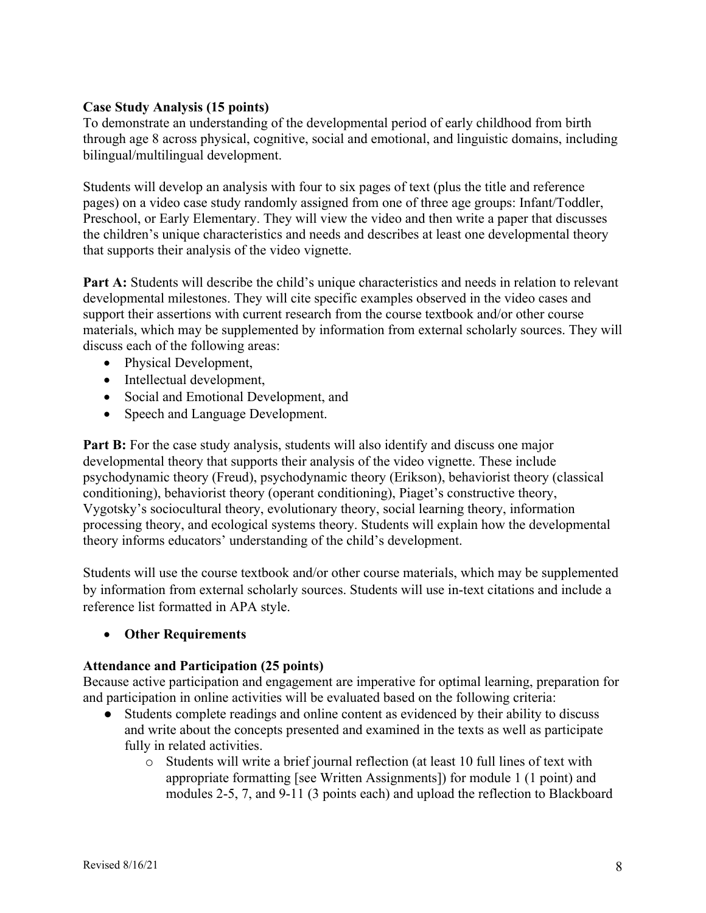**Case Study Analysis (15 points)**
To demonstrate an understanding of the developmental period of early childhood from birth through age 8 across physical, cognitive, social and emotional, and linguistic domains, including bilingual/multilingual development.

Students will develop an analysis with four to six pages of text (plus the title and reference pages) on a video case study randomly assigned from one of three age groups: Infant/Toddler, Preschool, or Early Elementary. They will view the video and then write a paper that discusses the children's unique characteristics and needs and describes at least one developmental theory that supports their analysis of the video vignette.

**Part A:** Students will describe the child's unique characteristics and needs in relation to relevant developmental milestones. They will cite specific examples observed in the video cases and support their assertions with current research from the course textbook and/or other course materials, which may be supplemented by information from external scholarly sources. They will discuss each of the following areas:

- Physical Development,
- Intellectual development,
- Social and Emotional Development, and
- Speech and Language Development.

**Part B:** For the case study analysis, students will also identify and discuss one major developmental theory that supports their analysis of the video vignette. These include psychodynamic theory (Freud), psychodynamic theory (Erikson), behaviorist theory (classical conditioning), behaviorist theory (operant conditioning), Piaget's constructive theory, Vygotsky's sociocultural theory, evolutionary theory, social learning theory, information processing theory, and ecological systems theory. Students will explain how the developmental theory informs educators' understanding of the child's development.

Students will use the course textbook and/or other course materials, which may be supplemented by information from external scholarly sources. Students will use in-text citations and include a reference list formatted in APA style.

- **Other Requirements**

**Attendance and Participation (25 points)**
Because active participation and engagement are imperative for optimal learning, preparation for and participation in online activities will be evaluated based on the following criteria:

- Students complete readings and online content as evidenced by their ability to discuss and write about the concepts presented and examined in the texts as well as participate fully in related activities.
  - Students will write a brief journal reflection (at least 10 full lines of text with appropriate formatting [see Written Assignments]) for module 1 (1 point) and modules 2-5, 7, and 9-11 (3 points each) and upload the reflection to Blackboard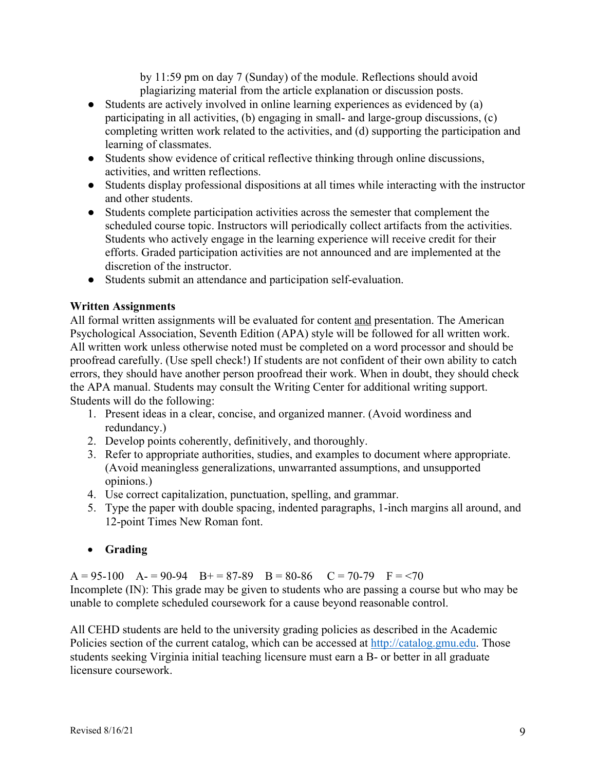by 11:59 pm on day 7 (Sunday) of the module. Reflections should avoid plagiarizing material from the article explanation or discussion posts.

- Students are actively involved in online learning experiences as evidenced by (a) participating in all activities, (b) engaging in small- and large-group discussions, (c) completing written work related to the activities, and (d) supporting the participation and learning of classmates.
- Students show evidence of critical reflective thinking through online discussions, activities, and written reflections.
- Students display professional dispositions at all times while interacting with the instructor and other students.
- Students complete participation activities across the semester that complement the scheduled course topic. Instructors will periodically collect artifacts from the activities. Students who actively engage in the learning experience will receive credit for their efforts. Graded participation activities are not announced and are implemented at the discretion of the instructor.
- Students submit an attendance and participation self-evaluation.

**Written Assignments**

All formal written assignments will be evaluated for content <u>and</u> presentation. The American Psychological Association, Seventh Edition (APA) style will be followed for all written work. All written work unless otherwise noted must be completed on a word processor and should be proofread carefully. (Use spell check!) If students are not confident of their own ability to catch errors, they should have another person proofread their work. When in doubt, they should check the APA manual. Students may consult the Writing Center for additional writing support. Students will do the following:

1. Present ideas in a clear, concise, and organized manner. (Avoid wordiness and redundancy.)
2. Develop points coherently, definitively, and thoroughly.
3. Refer to appropriate authorities, studies, and examples to document where appropriate. (Avoid meaningless generalizations, unwarranted assumptions, and unsupported opinions.)
4. Use correct capitalization, punctuation, spelling, and grammar.
5. Type the paper with double spacing, indented paragraphs, 1-inch margins all around, and 12-point Times New Roman font.

- **Grading**

A = 95-100 A- = 90-94 B+ = 87-89 B = 80-86 C = 70-79 F = <70

Incomplete (IN): This grade may be given to students who are passing a course but who may be unable to complete scheduled coursework for a cause beyond reasonable control.

All CEHD students are held to the university grading policies as described in the Academic Policies section of the current catalog, which can be accessed at http://catalog.gmu.edu. Those students seeking Virginia initial teaching licensure must earn a B- or better in all graduate licensure coursework.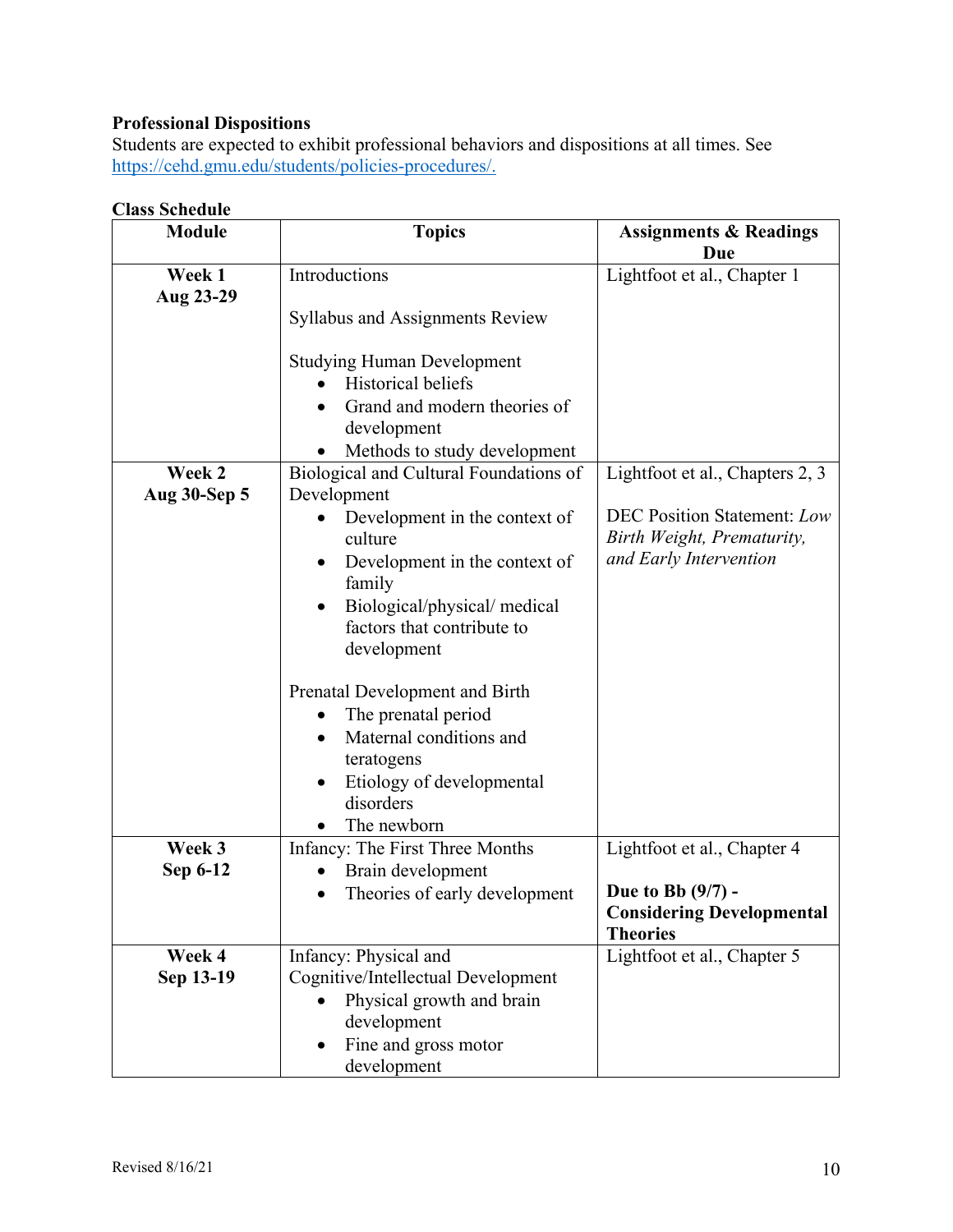**Professional Dispositions**

Students are expected to exhibit professional behaviors and dispositions at all times. See https://cehd.gmu.edu/students/policies-procedures/.

**Class Schedule**

| Module | Topics | Assignments & Readings Due |
|---|---|---|
| **Week 1**<br>**Aug 23-29** | Introductions<br><br>Syllabus and Assignments Review<br><br>Studying Human Development<br>• Historical beliefs<br>• Grand and modern theories of development<br>• Methods to study development | Lightfoot et al., Chapter 1 |
| **Week 2**<br>**Aug 30-Sep 5** | Biological and Cultural Foundations of Development<br>• Development in the context of culture<br>• Development in the context of family<br>• Biological/physical/ medical factors that contribute to development<br><br>Prenatal Development and Birth<br>• The prenatal period<br>• Maternal conditions and teratogens<br>• Etiology of developmental disorders<br>• The newborn | Lightfoot et al., Chapters 2, 3<br><br>DEC Position Statement: *Low Birth Weight, Prematurity, and Early Intervention* |
| **Week 3**<br>**Sep 6-12** | Infancy: The First Three Months<br>• Brain development<br>• Theories of early development | Lightfoot et al., Chapter 4<br><br>**Due to Bb (9/7) - Considering Developmental Theories** |
| **Week 4**<br>**Sep 13-19** | Infancy: Physical and Cognitive/Intellectual Development<br>• Physical growth and brain development<br>• Fine and gross motor development | Lightfoot et al., Chapter 5 |

Revised 8/16/21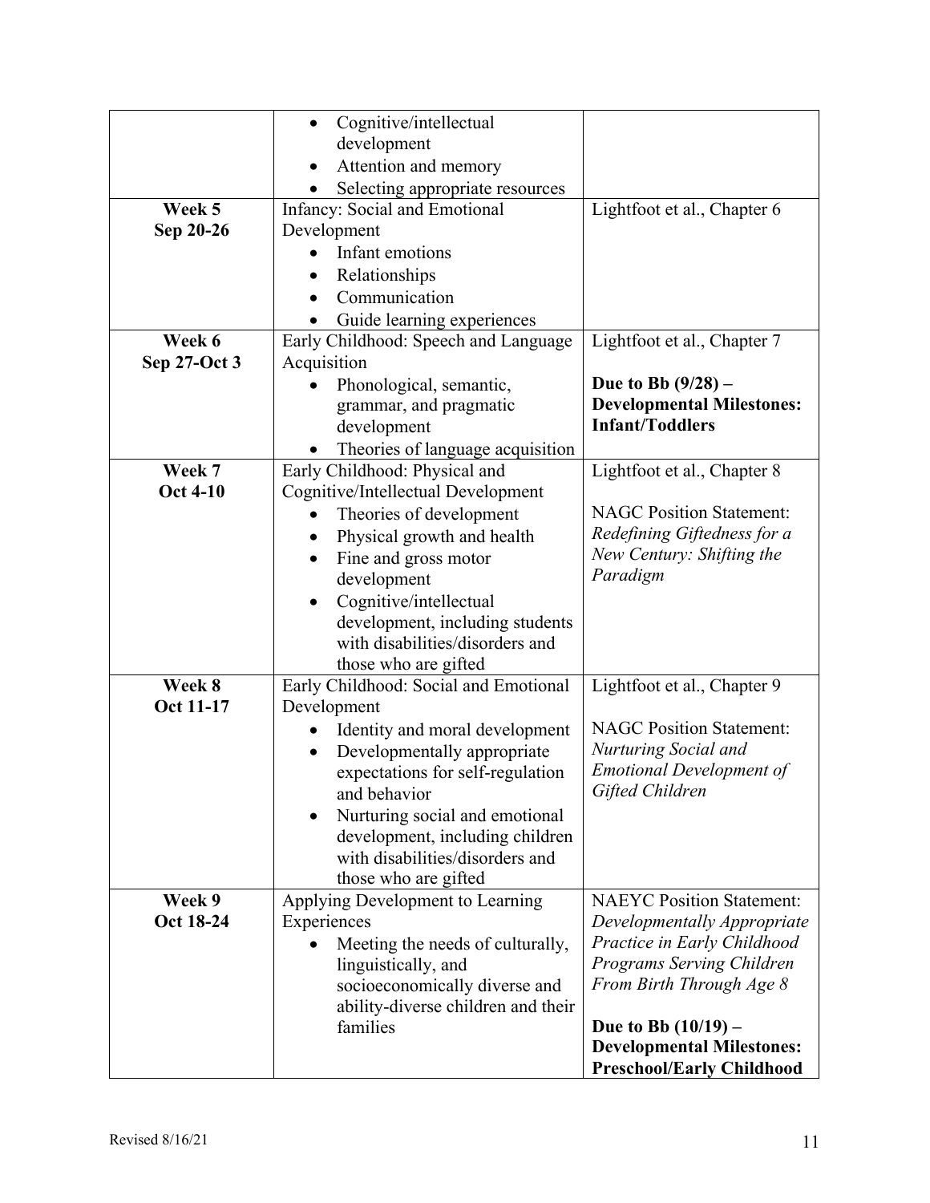| | | |
|---|---|---|
| | • Cognitive/intellectual development<br>• Attention and memory<br>• Selecting appropriate resources | |
| **Week 5**<br>**Sep 20-26** | Infancy: Social and Emotional Development<br>• Infant emotions<br>• Relationships<br>• Communication<br>• Guide learning experiences | Lightfoot et al., Chapter 6 |
| **Week 6**<br>**Sep 27-Oct 3** | Early Childhood: Speech and Language Acquisition<br>• Phonological, semantic, grammar, and pragmatic development<br>• Theories of language acquisition | Lightfoot et al., Chapter 7<br><br>**Due to Bb (9/28) – Developmental Milestones: Infant/Toddlers** |
| **Week 7**<br>**Oct 4-10** | Early Childhood: Physical and Cognitive/Intellectual Development<br>• Theories of development<br>• Physical growth and health<br>• Fine and gross motor development<br>• Cognitive/intellectual development, including students with disabilities/disorders and those who are gifted | Lightfoot et al., Chapter 8<br><br>NAGC Position Statement: *Redefining Giftedness for a New Century: Shifting the Paradigm* |
| **Week 8**<br>**Oct 11-17** | Early Childhood: Social and Emotional Development<br>• Identity and moral development<br>• Developmentally appropriate expectations for self-regulation and behavior<br>• Nurturing social and emotional development, including children with disabilities/disorders and those who are gifted | Lightfoot et al., Chapter 9<br><br>NAGC Position Statement: *Nurturing Social and Emotional Development of Gifted Children* |
| **Week 9**<br>**Oct 18-24** | Applying Development to Learning Experiences<br>• Meeting the needs of culturally, linguistically, and socioeconomically diverse and ability-diverse children and their families | NAEYC Position Statement: *Developmentally Appropriate Practice in Early Childhood Programs Serving Children From Birth Through Age 8*<br><br>**Due to Bb (10/19) – Developmental Milestones: Preschool/Early Childhood** |

Revised 8/16/21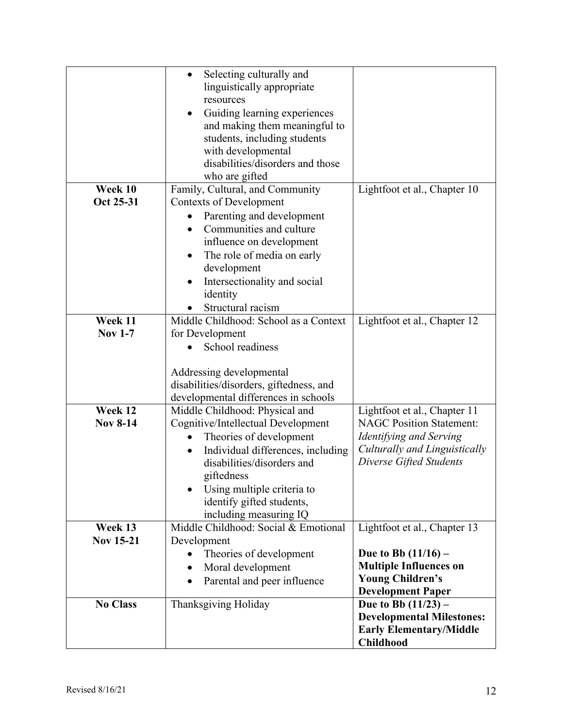| | | |
|---|---|---|
| | • Selecting culturally and linguistically appropriate resources<br>• Guiding learning experiences and making them meaningful to students, including students with developmental disabilities/disorders and those who are gifted | |
| **Week 10**<br>**Oct 25-31** | Family, Cultural, and Community Contexts of Development<br>• Parenting and development<br>• Communities and culture influence on development<br>• The role of media on early development<br>• Intersectionality and social identity<br>• Structural racism | Lightfoot et al., Chapter 10 |
| **Week 11**<br>**Nov 1-7** | Middle Childhood: School as a Context for Development<br>• School readiness<br><br>Addressing developmental disabilities/disorders, giftedness, and developmental differences in schools | Lightfoot et al., Chapter 12 |
| **Week 12**<br>**Nov 8-14** | Middle Childhood: Physical and Cognitive/Intellectual Development<br>• Theories of development<br>• Individual differences, including disabilities/disorders and giftedness<br>• Using multiple criteria to identify gifted students, including measuring IQ | Lightfoot et al., Chapter 11<br>NAGC Position Statement: *Identifying and Serving Culturally and Linguistically Diverse Gifted Students* |
| **Week 13**<br>**Nov 15-21** | Middle Childhood: Social & Emotional Development<br>• Theories of development<br>• Moral development<br>• Parental and peer influence | Lightfoot et al., Chapter 13<br><br>**Due to Bb (11/16) – Multiple Influences on Young Children's Development Paper** |
| **No Class** | Thanksgiving Holiday | **Due to Bb (11/23) – Developmental Milestones: Early Elementary/Middle Childhood** |

Revised 8/16/21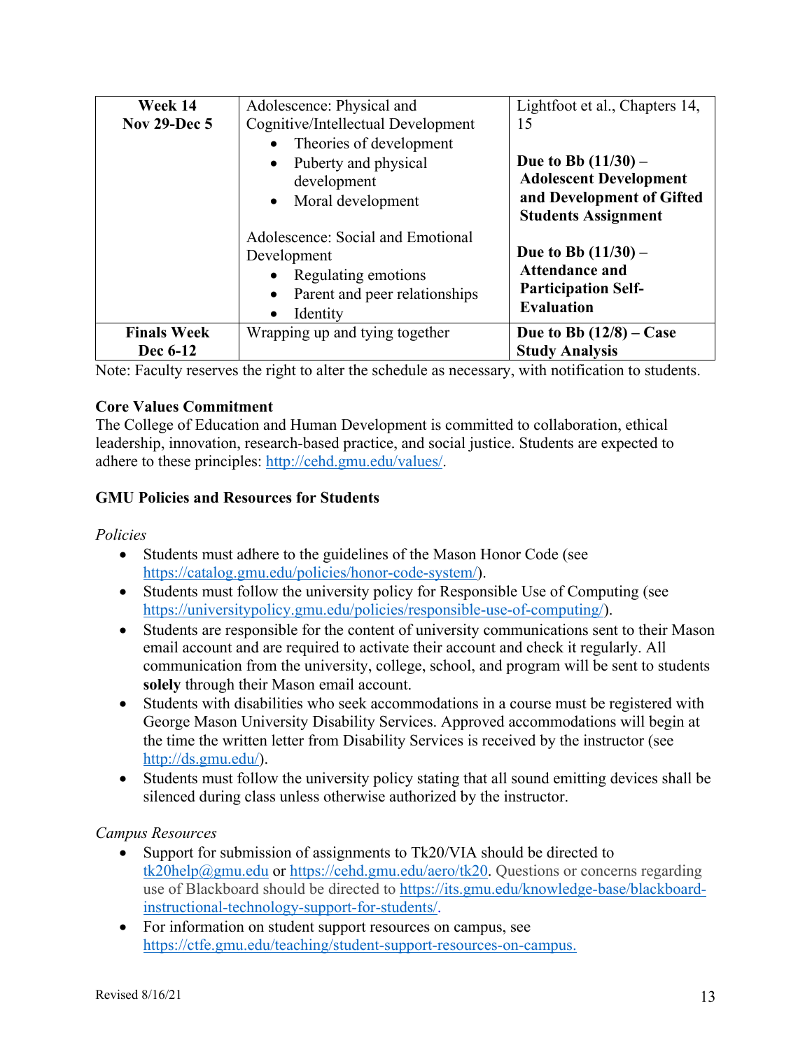| Week 14<br>Nov 29-Dec 5 | Adolescence: Physical and Cognitive/Intellectual Development<br>• Theories of development<br>• Puberty and physical development<br>• Moral development<br><br>Adolescence: Social and Emotional Development<br>• Regulating emotions<br>• Parent and peer relationships<br>• Identity | Lightfoot et al., Chapters 14, 15<br><br>**Due to Bb (11/30) – Adolescent Development and Development of Gifted Students Assignment**<br><br>**Due to Bb (11/30) – Attendance and Participation Self-Evaluation** |
|---|---|---|
| **Finals Week<br>Dec 6-12** | Wrapping up and tying together | **Due to Bb (12/8) – Case Study Analysis** |

Note: Faculty reserves the right to alter the schedule as necessary, with notification to students.

**Core Values Commitment**

The College of Education and Human Development is committed to collaboration, ethical leadership, innovation, research-based practice, and social justice. Students are expected to adhere to these principles: http://cehd.gmu.edu/values/.

**GMU Policies and Resources for Students**

*Policies*

- Students must adhere to the guidelines of the Mason Honor Code (see https://catalog.gmu.edu/policies/honor-code-system/).
- Students must follow the university policy for Responsible Use of Computing (see https://universitypolicy.gmu.edu/policies/responsible-use-of-computing/).
- Students are responsible for the content of university communications sent to their Mason email account and are required to activate their account and check it regularly. All communication from the university, college, school, and program will be sent to students **solely** through their Mason email account.
- Students with disabilities who seek accommodations in a course must be registered with George Mason University Disability Services. Approved accommodations will begin at the time the written letter from Disability Services is received by the instructor (see http://ds.gmu.edu/).
- Students must follow the university policy stating that all sound emitting devices shall be silenced during class unless otherwise authorized by the instructor.

*Campus Resources*

- Support for submission of assignments to Tk20/VIA should be directed to tk20help@gmu.edu or https://cehd.gmu.edu/aero/tk20. Questions or concerns regarding use of Blackboard should be directed to https://its.gmu.edu/knowledge-base/blackboard-instructional-technology-support-for-students/.
- For information on student support resources on campus, see https://ctfe.gmu.edu/teaching/student-support-resources-on-campus.

Revised 8/16/21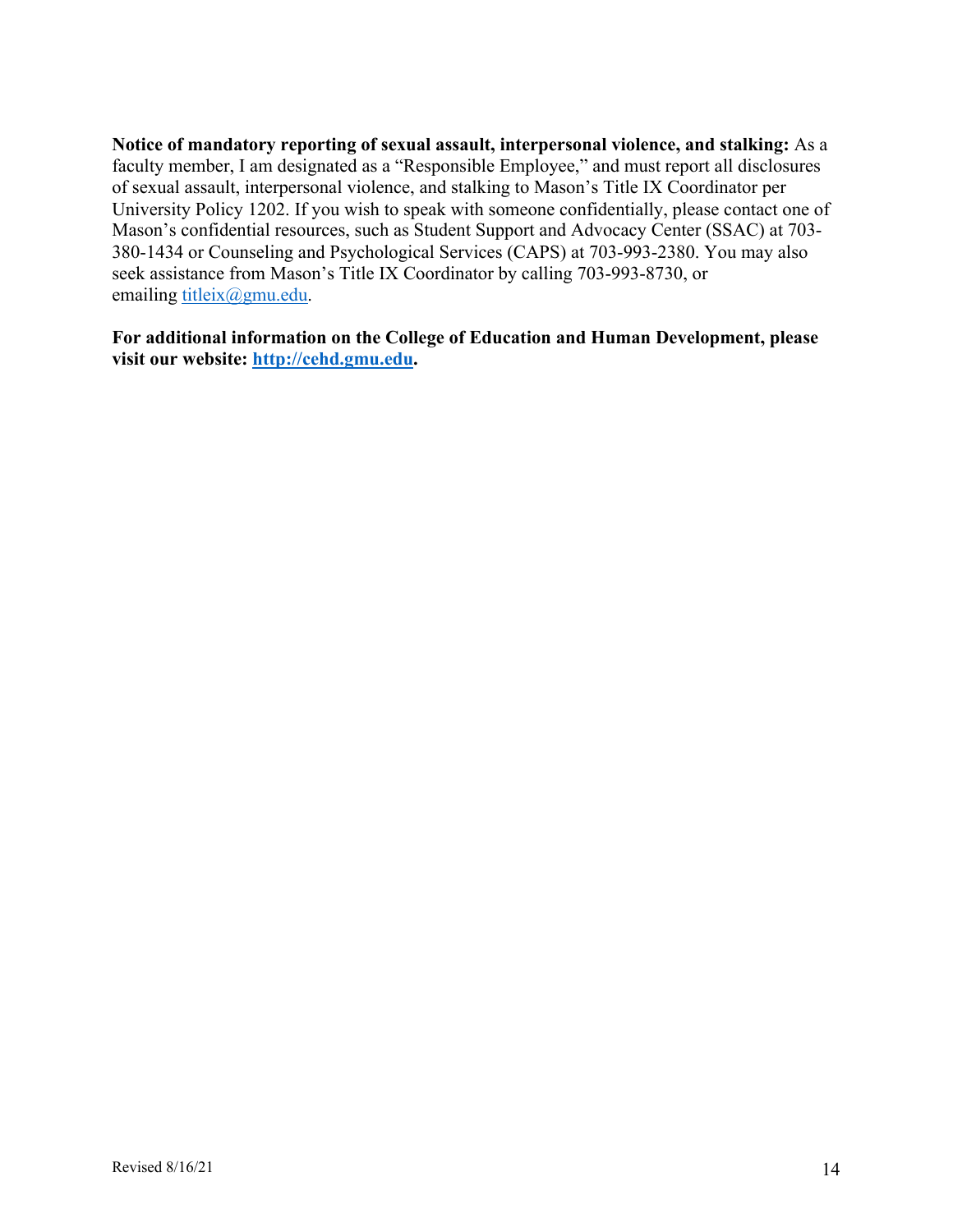**Notice of mandatory reporting of sexual assault, interpersonal violence, and stalking:** As a faculty member, I am designated as a "Responsible Employee," and must report all disclosures of sexual assault, interpersonal violence, and stalking to Mason's Title IX Coordinator per University Policy 1202. If you wish to speak with someone confidentially, please contact one of Mason's confidential resources, such as Student Support and Advocacy Center (SSAC) at 703-380-1434 or Counseling and Psychological Services (CAPS) at 703-993-2380. You may also seek assistance from Mason's Title IX Coordinator by calling 703-993-8730, or emailing titleix@gmu.edu.

**For additional information on the College of Education and Human Development, please visit our website: http://cehd.gmu.edu.**

Revised 8/16/21